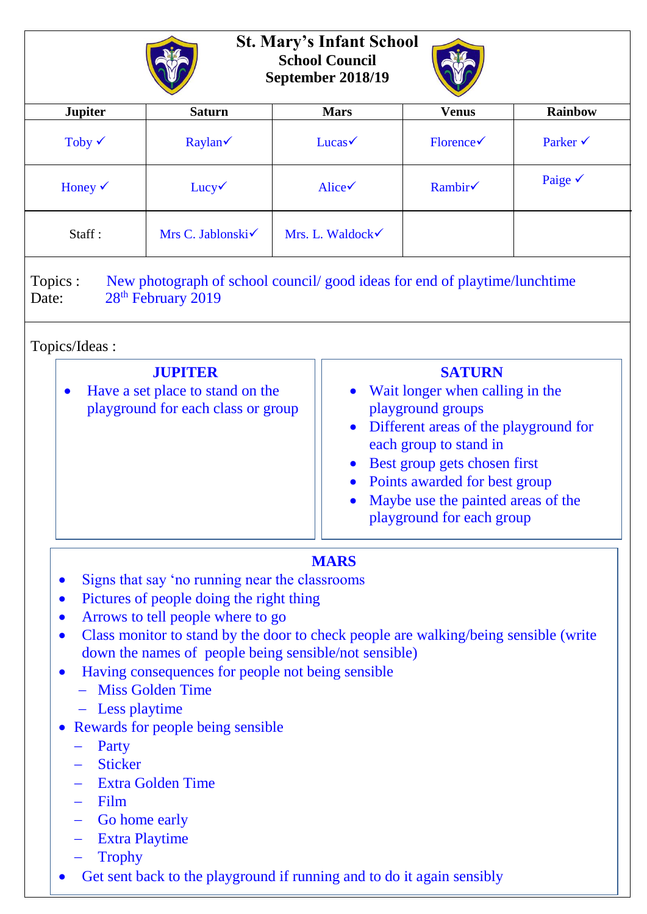# St. Mary's Infant School

## School Council

## September 2018/19

| Jupiter | Saturn | Mars | Venus | Rainbow |
|---|---|---|---|---|
| Toby ✓ | Raylan✓ | Lucas✓ | Florence✓ | Parker ✓ |
| Honey ✓ | Lucy✓ | Alice✓ | Rambir✓ | Paige ✓ |
| Staff : | Mrs C. Jablonski✓ | Mrs. L. Waldock✓ | | |

Topics : New photograph of school council/ good ideas for end of playtime/lunchtime
Date: 28th February 2019

Topics/Ideas :

**JUPITER**

- Have a set place to stand on the playground for each class or group

**SATURN**

- Wait longer when calling in the playground groups
- Different areas of the playground for each group to stand in
- Best group gets chosen first
- Points awarded for best group
- Maybe use the painted areas of the playground for each group

**MARS**

- Signs that say 'no running near the classrooms
- Pictures of people doing the right thing
- Arrows to tell people where to go
- Class monitor to stand by the door to check people are walking/being sensible (write down the names of people being sensible/not sensible)
- Having consequences for people not being sensible
  - Miss Golden Time
  - Less playtime
- Rewards for people being sensible
  - Party
  - Sticker
  - Extra Golden Time
  - Film
  - Go home early
  - Extra Playtime
  - Trophy
- Get sent back to the playground if running and to do it again sensibly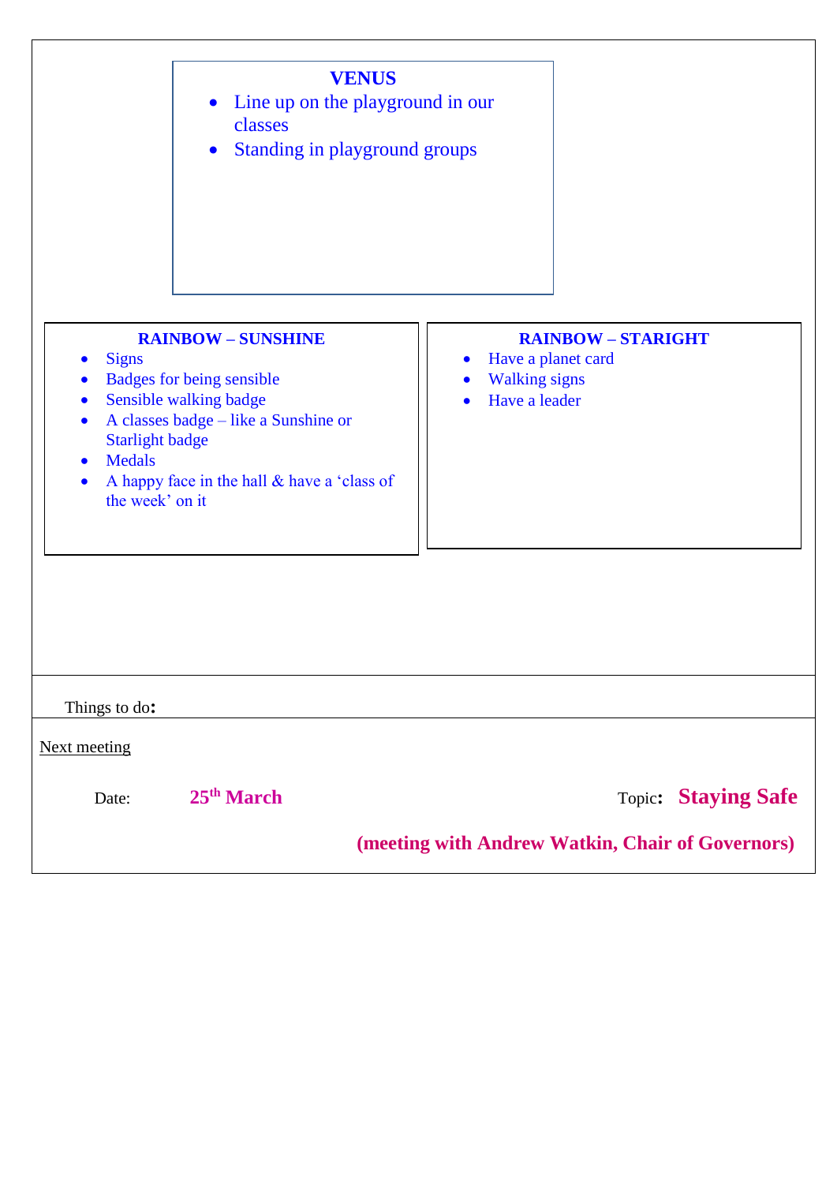**VENUS**

- Line up on the playground in our classes
- Standing in playground groups

**RAINBOW – SUNSHINE**

- Signs
- Badges for being sensible
- Sensible walking badge
- A classes badge – like a Sunshine or Starlight badge
- Medals
- A happy face in the hall & have a 'class of the week' on it

**RAINBOW – STARIGHT**

- Have a planet card
- Walking signs
- Have a leader

Things to do**:**

Next meeting

Date: **25th March**

Topic**: Staying Safe**

**(meeting with Andrew Watkin, Chair of Governors)**